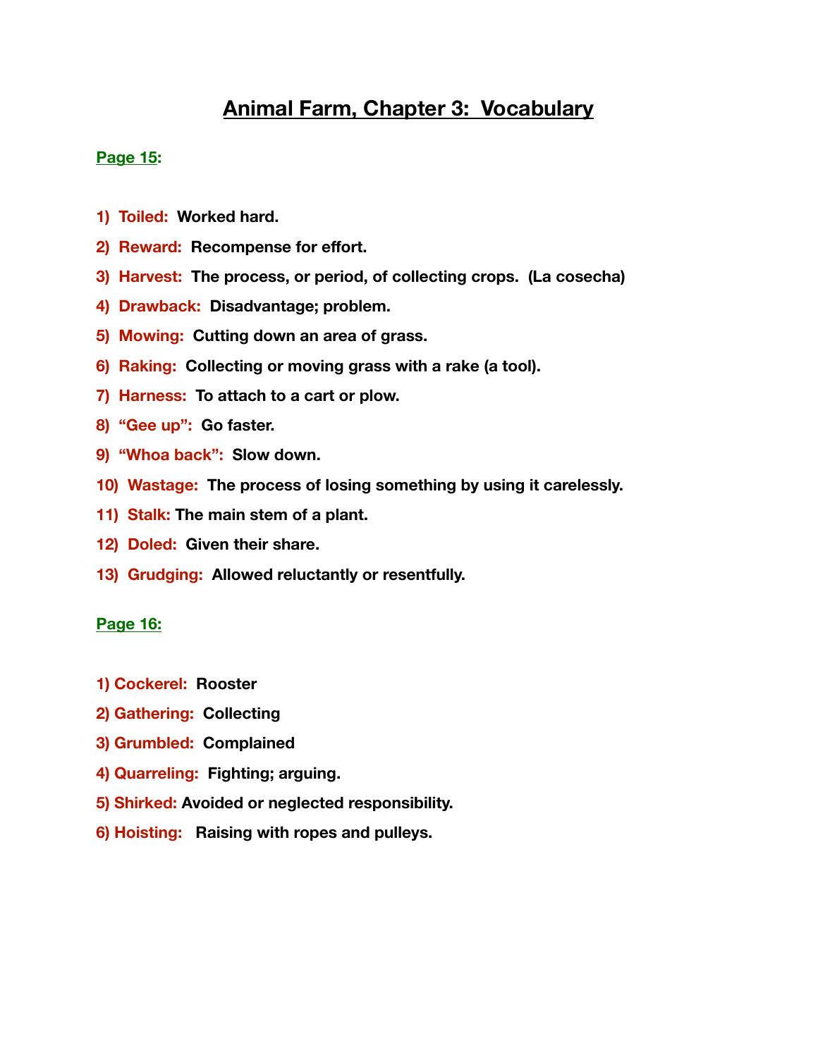# Animal Farm, Chapter 3: Vocabulary

**Page 15:**

1) **Toiled:** Worked hard.
2) **Reward:** Recompense for effort.
3) **Harvest:** The process, or period, of collecting crops. (La cosecha)
4) **Drawback:** Disadvantage; problem.
5) **Mowing:** Cutting down an area of grass.
6) **Raking:** Collecting or moving grass with a rake (a tool).
7) **Harness:** To attach to a cart or plow.
8) **"Gee up":** Go faster.
9) **"Whoa back":** Slow down.
10) **Wastage:** The process of losing something by using it carelessly.
11) **Stalk:** The main stem of a plant.
12) **Doled:** Given their share.
13) **Grudging:** Allowed reluctantly or resentfully.

**Page 16:**

1) **Cockerel:** Rooster
2) **Gathering:** Collecting
3) **Grumbled:** Complained
4) **Quarreling:** Fighting; arguing.
5) **Shirked:** Avoided or neglected responsibility.
6) **Hoisting:** Raising with ropes and pulleys.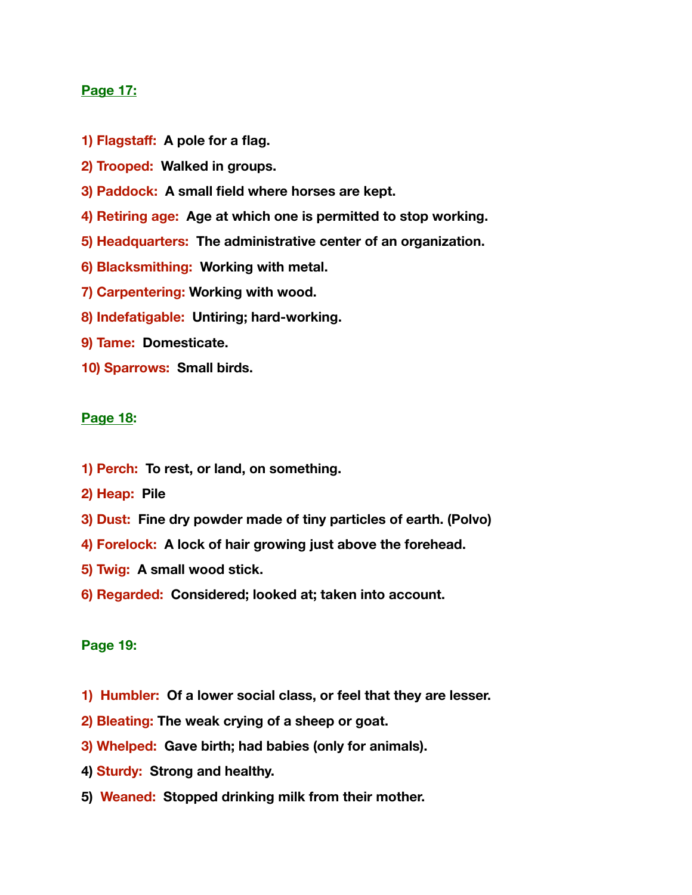**Page 17:**

**1) Flagstaff:** **A pole for a flag.**

**2) Trooped:** **Walked in groups.**

**3) Paddock:** **A small field where horses are kept.**

**4) Retiring age:** **Age at which one is permitted to stop working.**

**5) Headquarters:** **The administrative center of an organization.**

**6) Blacksmithing:** **Working with metal.**

**7) Carpentering:** **Working with wood.**

**8) Indefatigable:** **Untiring; hard-working.**

**9) Tame:** **Domesticate.**

**10) Sparrows:** **Small birds.**

**Page 18:**

**1) Perch:** **To rest, or land, on something.**

**2) Heap:** **Pile**

**3) Dust:** **Fine dry powder made of tiny particles of earth. (Polvo)**

**4) Forelock:** **A lock of hair growing just above the forehead.**

**5) Twig:** **A small wood stick.**

**6) Regarded:** **Considered; looked at; taken into account.**

**Page 19:**

**1) Humbler:** **Of a lower social class, or feel that they are lesser.**

**2) Bleating:** **The weak crying of a sheep or goat.**

**3) Whelped:** **Gave birth; had babies (only for animals).**

**4) Sturdy:** **Strong and healthy.**

**5) Weaned:** **Stopped drinking milk from their mother.**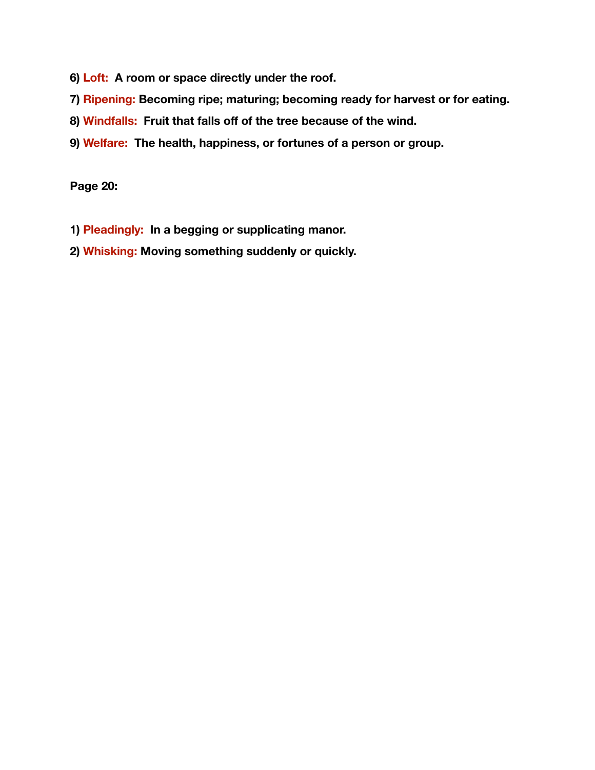6) **Loft:** **A room or space directly under the roof.**

7) **Ripening:** **Becoming ripe; maturing; becoming ready for harvest or for eating.**

8) **Windfalls:** **Fruit that falls off of the tree because of the wind.**

9) **Welfare:** **The health, happiness, or fortunes of a person or group.**

**Page 20:**

1) **Pleadingly:** **In a begging or supplicating manor.**

2) **Whisking:** **Moving something suddenly or quickly.**